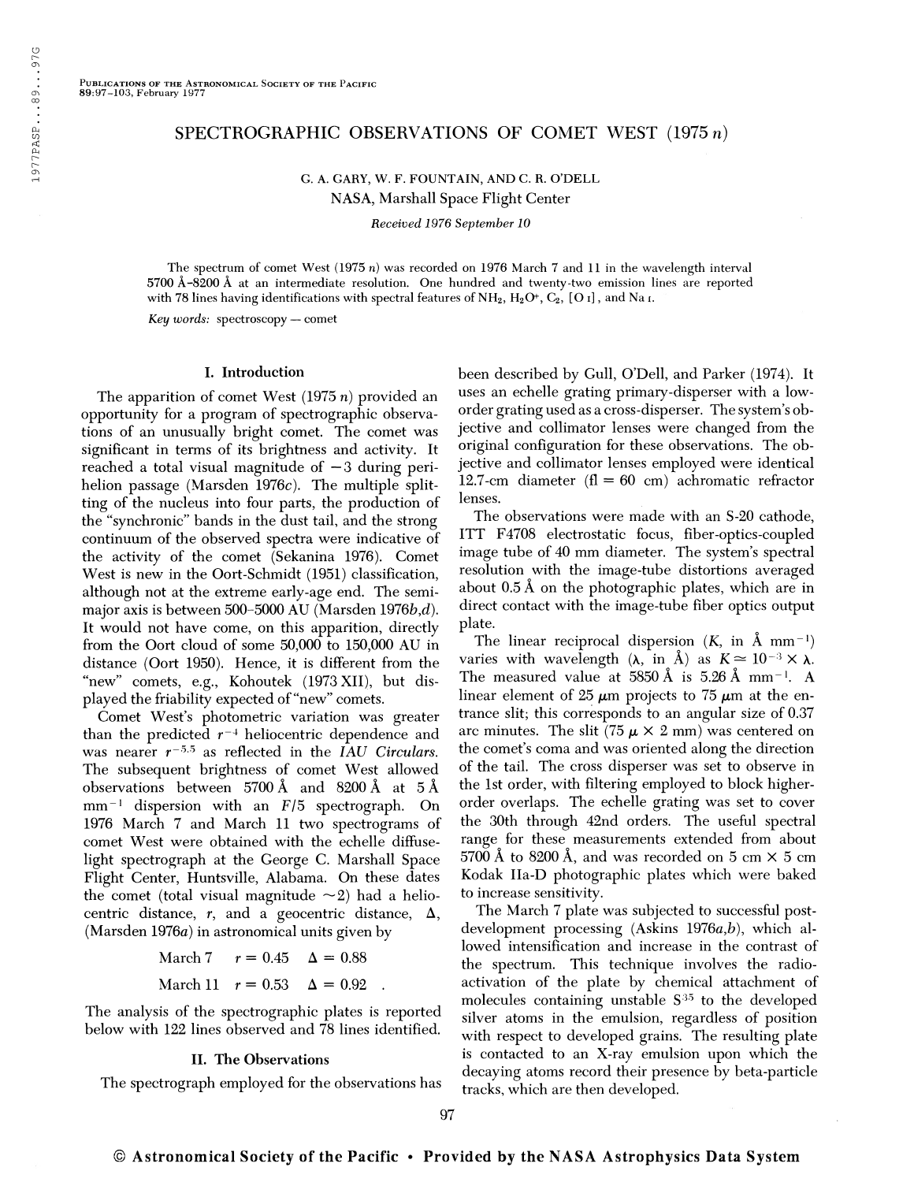# SPECTROGRAPHIC OBSERVATIONS OF COMET WEST (1975 *n*)

G. A. GARY, W. F. FOUNTAIN, AND C. R. O'DELL

NASA, Marshall Space Flight Center

*Received 1976 September 10*

The spectrum of comet West (1975 *n*) was recorded on 1976 March 7 and 11 in the wavelength interval 5700 Å–8200 Å at an intermediate resolution. One hundred and twenty-two emission lines are reported with 78 lines having identifications with spectral features of $NH_2$, $H_2O^+$, $C_2$, [O I], and Na I.

*Key words:* spectroscopy — comet

## I. Introduction

The apparition of comet West (1975 *n*) provided an opportunity for a program of spectrographic observations of an unusually bright comet. The comet was significant in terms of its brightness and activity. It reached a total visual magnitude of −3 during perihelion passage (Marsden 1976*c*). The multiple splitting of the nucleus into four parts, the production of the "synchronic" bands in the dust tail, and the strong continuum of the observed spectra were indicative of the activity of the comet (Sekanina 1976). Comet West is new in the Oort-Schmidt (1951) classification, although not at the extreme early-age end. The semimajor axis is between 500–5000 AU (Marsden 1976*b,d*). It would not have come, on this apparition, directly from the Oort cloud of some 50,000 to 150,000 AU in distance (Oort 1950). Hence, it is different from the "new" comets, e.g., Kohoutek (1973 XII), but displayed the friability expected of "new" comets.

Comet West's photometric variation was greater than the predicted $r^{-4}$ heliocentric dependence and was nearer $r^{-5.5}$ as reflected in the *IAU Circulars*. The subsequent brightness of comet West allowed observations between 5700 Å and 8200 Å at 5 Å $mm^{-1}$ dispersion with an $F/5$ spectrograph. On 1976 March 7 and March 11 two spectrograms of comet West were obtained with the echelle diffuse-light spectrograph at the George C. Marshall Space Flight Center, Huntsville, Alabama. On these dates the comet (total visual magnitude ~2) had a heliocentric distance, $r$, and a geocentric distance, $\Delta$, (Marsden 1976*a*) in astronomical units given by

$$\text{March 7} \quad r = 0.45 \quad \Delta = 0.88$$

$$\text{March 11} \quad r = 0.53 \quad \Delta = 0.92 \quad .$$

The analysis of the spectrographic plates is reported below with 122 lines observed and 78 lines identified.

## II. The Observations

The spectrograph employed for the observations has been described by Gull, O'Dell, and Parker (1974). It uses an echelle grating primary-disperser with a low-order grating used as a cross-disperser. The system's objective and collimator lenses were changed from the original configuration for these observations. The objective and collimator lenses employed were identical 12.7-cm diameter (fl = 60 cm) achromatic refractor lenses.

The observations were made with an S-20 cathode, ITT F4708 electrostatic focus, fiber-optics-coupled image tube of 40 mm diameter. The system's spectral resolution with the image-tube distortions averaged about 0.5 Å on the photographic plates, which are in direct contact with the image-tube fiber optics output plate.

The linear reciprocal dispersion ($K$, in Å $mm^{-1}$) varies with wavelength ($\lambda$, in Å) as $K \simeq 10^{-3} \times \lambda$. The measured value at 5850 Å is 5.26 Å $mm^{-1}$. A linear element of 25 $\mu$m projects to 75 $\mu$m at the entrance slit; this corresponds to an angular size of 0.37 arc minutes. The slit (75 $\mu$ × 2 mm) was centered on the comet's coma and was oriented along the direction of the tail. The cross disperser was set to observe in the 1st order, with filtering employed to block higher-order overlaps. The echelle grating was set to cover the 30th through 42nd orders. The useful spectral range for these measurements extended from about 5700 Å to 8200 Å, and was recorded on 5 cm × 5 cm Kodak IIa-D photographic plates which were baked to increase sensitivity.

The March 7 plate was subjected to successful post-development processing (Askins 1976*a,b*), which allowed intensification and increase in the contrast of the spectrum. This technique involves the radioactivation of the plate by chemical attachment of molecules containing unstable $S^{35}$ to the developed silver atoms in the emulsion, regardless of position with respect to developed grains. The resulting plate is contacted to an X-ray emulsion upon which the decaying atoms record their presence by beta-particle tracks, which are then developed.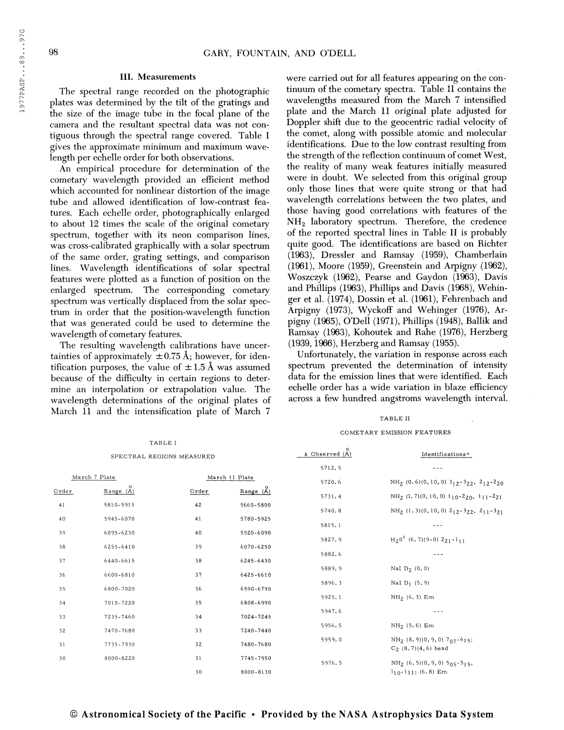## III. Measurements

The spectral range recorded on the photographic plates was determined by the tilt of the gratings and the size of the image tube in the focal plane of the camera and the resultant spectral data was not contiguous through the spectral range covered. Table I gives the approximate minimum and maximum wavelength per echelle order for both observations.

An empirical procedure for determination of the cometary wavelength provided an efficient method which accounted for nonlinear distortion of the image tube and allowed identification of low-contrast features. Each echelle order, photographically enlarged to about 12 times the scale of the original cometary spectrum, together with its neon comparison lines, was cross-calibrated graphically with a solar spectrum of the same order, grating settings, and comparison lines. Wavelength identifications of solar spectral features were plotted as a function of position on the enlarged spectrum. The corresponding cometary spectrum was vertically displaced from the solar spectrum in order that the position-wavelength function that was generated could be used to determine the wavelength of cometary features.

The resulting wavelength calibrations have uncertainties of approximately ±0.75 Å; however, for identification purposes, the value of ±1.5 Å was assumed because of the difficulty in certain regions to determine an interpolation or extrapolation value. The wavelength determinations of the original plates of March 11 and the intensification plate of March 7 were carried out for all features appearing on the continuum of the cometary spectra. Table II contains the wavelengths measured from the March 7 intensified plate and the March 11 original plate adjusted for Doppler shift due to the geocentric radial velocity of the comet, along with possible atomic and molecular identifications. Due to the low contrast resulting from the strength of the reflection continuum of comet West, the reality of many weak features initially measured were in doubt. We selected from this original group only those lines that were quite strong or that had wavelength correlations between the two plates, and those having good correlations with features of the $NH_2$ laboratory spectrum. Therefore, the credence of the reported spectral lines in Table II is probably quite good. The identifications are based on Richter (1963), Dressler and Ramsay (1959), Chamberlain (1961), Moore (1959), Greenstein and Arpigny (1962), Woszczyk (1962), Pearse and Gaydon (1963), Davis and Phillips (1963), Phillips and Davis (1968), Wehinger et al. (1974), Dossin et al. (1961), Fehrenbach and Arpigny (1973), Wyckoff and Wehinger (1976), Arpigny (1965), O'Dell (1971), Phillips (1948), Ballik and Ramsay (1963), Kohoutek and Rahe (1976), Herzberg (1939, 1966), Herzberg and Ramsay (1955).

Unfortunately, the variation in response across each spectrum prevented the determination of intensity data for the emission lines that were identified. Each echelle order has a wide variation in blaze efficiency across a few hundred angstroms wavelength interval.

TABLE I

SPECTRAL REGIONS MEASURED

| March 7 Plate | | March 11 Plate | |
|---|---|---|---|
| Order | Range (Å) | Order | Range (Å) |
| 41 | 5810-5915 | 42 | 5660-5800 |
| 40 | 5945-6070 | 41 | 5780-5925 |
| 39 | 6095-6230 | 40 | 5920-6090 |
| 38 | 6255-6410 | 39 | 6070-6250 |
| 37 | 6440-6615 | 38 | 6245-6430 |
| 36 | 6600-6810 | 37 | 6425-6610 |
| 35 | 6800-7020 | 36 | 6590-6790 |
| 34 | 7010-7220 | 35 | 6808-6990 |
| 33 | 7235-7460 | 34 | 7024-7245 |
| 32 | 7470-7680 | 33 | 7240-7440 |
| 31 | 7735-7930 | 32 | 7480-7680 |
| 30 | 8000-8220 | 31 | 7745-7950 |
| | | 30 | 8000-8130 |

TABLE II

COMETARY EMISSION FEATURES

| λ Observed (Å) | Identifications* |
|---|---|
| 5712.5 | --- |
| 5720.6 | $NH_2$ (0.6)(0,10,0) $3_{12}$-$3_{22}$, $2_{12}$-$2_{20}$ |
| 5731.4 | $NH_2$ (1.7)(0,10,0) $1_{10}$-$2_{20}$, $1_{11}$-$2_{21}$ |
| 5740.8 | $NH_2$ (1.3)(0,10,0) $2_{12}$-$3_{22}$, $2_{11}$-$3_{21}$ |
| 5815.1 | --- |
| 5827.9 | $H_2O^+$ (6.7)(9-0) $2_{21}$-$1_{11}$ |
| 5882.6 | --- |
| 5889.9 | NaI $D_2$ (0.0) |
| 5896.3 | NaI $D_1$ (5.9) |
| 5925.1 | $NH_2$ (6.3) Em |
| 5947.6 | --- |
| 5956.5 | $NH_2$ (5.6) Em |
| 5959.0 | $NH_2$ (8.9)(0,9,0) $7_{07}$-$6_{15}$; $C_2$ (8.7)(4,6) head |
| 5976.5 | $NH_2$ (6.5)(0,9,0) $5_{05}$-$5_{15}$, $1_{10}$-$1_{11}$; (6.8) Em |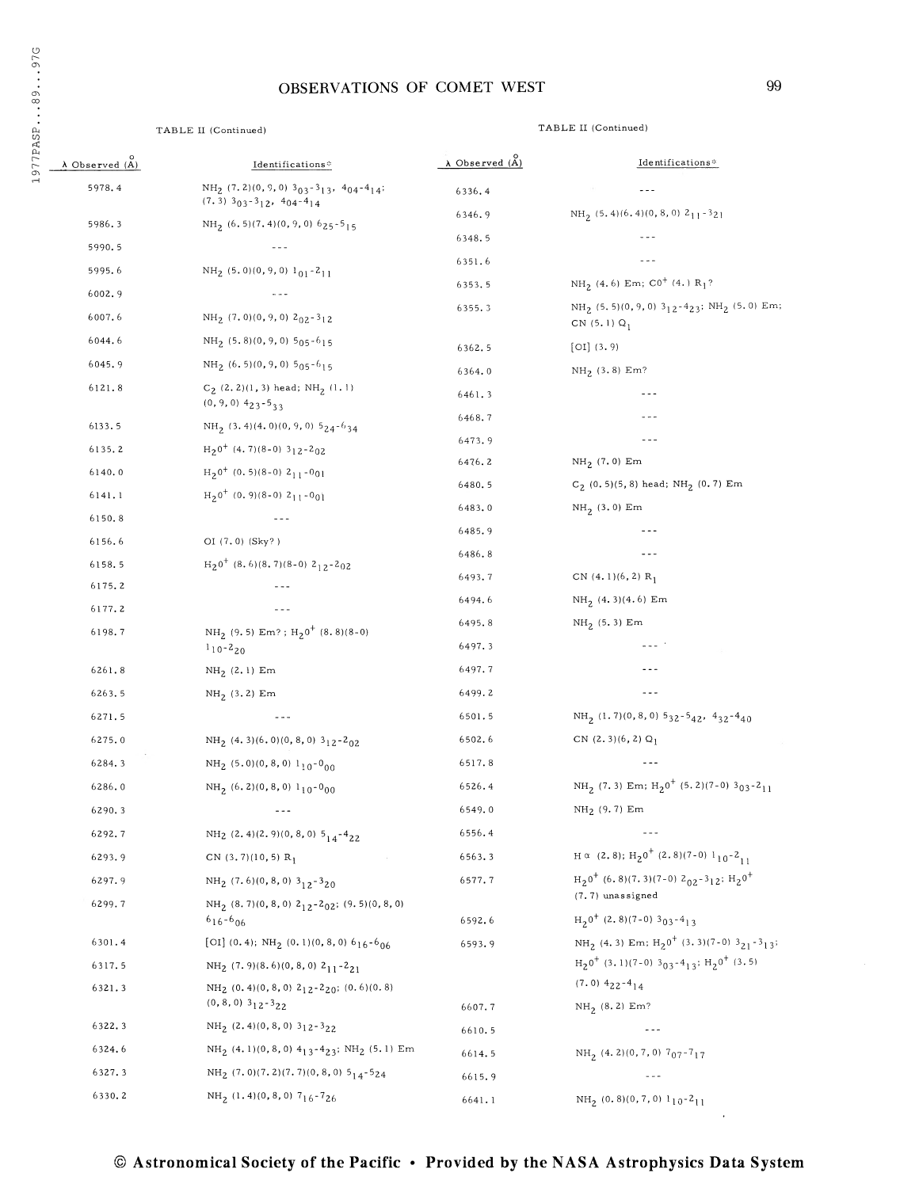TABLE II (Continued)

| λ Observed (Å) | Identifications* |
|---|---|
| 5978.4 | $NH_2$ (7.2)(0,9,0) $3_{03}$-$3_{13}$, $4_{04}$-$4_{14}$; (7.3) $3_{03}$-$3_{12}$, $4_{04}$-$4_{14}$ |
| 5986.3 | $NH_2$ (6.5)(7.4)(0,9,0) $6_{25}$-$5_{15}$ |
| 5990.5 | --- |
| 5995.6 | $NH_2$ (5.0)(0,9,0) $1_{01}$-$2_{11}$ |
| 6002.9 | --- |
| 6007.6 | $NH_2$ (7.0)(0,9,0) $2_{02}$-$3_{12}$ |
| 6044.6 | $NH_2$ (5.8)(0,9,0) $5_{05}$-$6_{15}$ |
| 6045.9 | $NH_2$ (6.5)(0,9,0) $5_{05}$-$6_{15}$ |
| 6121.8 | $C_2$ (2.2)(1,3) head; $NH_2$ (1.1) (0,9,0) $4_{23}$-$5_{33}$ |
| 6133.5 | $NH_2$ (3.4)(4.0)(0,9,0) $5_{24}$-$6_{34}$ |
| 6135.2 | $H_2O^+$ (4.7)(8-0) $3_{12}$-$2_{02}$ |
| 6140.0 | $H_2O^+$ (0.5)(8-0) $2_{11}$-$0_{01}$ |
| 6141.1 | $H_2O^+$ (0.9)(8-0) $2_{11}$-$0_{01}$ |
| 6150.8 | --- |
| 6156.6 | OI (7.0) (Sky?) |
| 6158.5 | $H_2O^+$ (8.6)(8.7)(8-0) $2_{12}$-$2_{02}$ |
| 6175.2 | --- |
| 6177.2 | --- |
| 6198.7 | $NH_2$ (9.5) Em?; $H_2O^+$ (8.8)(8-0) $1_{10}$-$2_{20}$ |
| 6261.8 | $NH_2$ (2.1) Em |
| 6263.5 | $NH_2$ (3.2) Em |
| 6271.5 | --- |
| 6275.0 | $NH_2$ (4.3)(6.0)(0,8,0) $3_{12}$-$2_{02}$ |
| 6284.3 | $NH_2$ (5.0)(0,8,0) $1_{10}$-$0_{00}$ |
| 6286.0 | $NH_2$ (6.2)(0,8,0) $1_{10}$-$0_{00}$ |
| 6290.3 | --- |
| 6292.7 | $NH_2$ (2.4)(2.9)(0,8,0) $5_{14}$-$4_{22}$ |
| 6293.9 | CN (3.7)(10,5) $R_1$ |
| 6297.9 | $NH_2$ (7.6)(0,8,0) $3_{12}$-$3_{20}$ |
| 6299.7 | $NH_2$ (8.7)(0,8,0) $2_{12}$-$2_{02}$; (9.5)(0,8,0) $6_{16}$-$6_{06}$ |
| 6301.4 | [OI] (0.4); $NH_2$ (0.1)(0,8,0) $6_{16}$-$6_{06}$ |
| 6317.5 | $NH_2$ (7.9)(8.6)(0,8,0) $2_{11}$-$2_{21}$ |
| 6321.3 | $NH_2$ (0.4)(0,8,0) $2_{12}$-$2_{20}$; (0.6)(0.8) (0,8,0) $3_{12}$-$3_{22}$ |
| 6322.3 | $NH_2$ (2.4)(0,8,0) $3_{12}$-$3_{22}$ |
| 6324.6 | $NH_2$ (4.1)(0,8,0) $4_{13}$-$4_{23}$; $NH_2$ (5.1) Em |
| 6327.3 | $NH_2$ (7.0)(7.2)(7.7)(0,8,0) $5_{14}$-$5_{24}$ |
| 6330.2 | $NH_2$ (1.4)(0,8,0) $7_{16}$-$7_{26}$ |
| 6336.4 | --- |
| 6346.9 | $NH_2$ (5.4)(6.4)(0,8,0) $2_{11}$-$3_{21}$ |
| 6348.5 | --- |
| 6351.6 | --- |
| 6353.5 | $NH_2$ (4.6) Em; $CO^+$ (4.) $R_1$? |
| 6355.3 | $NH_2$ (5.5)(0,9,0) $3_{12}$-$4_{23}$; $NH_2$ (5.0) Em; CN (5.1) $Q_1$ |
| 6362.5 | [OI] (3.9) |
| 6364.0 | $NH_2$ (3.8) Em? |
| 6461.3 | --- |
| 6468.7 | --- |
| 6473.9 | --- |
| 6476.2 | $NH_2$ (7.0) Em |
| 6480.5 | $C_2$ (0.5)(5,8) head; $NH_2$ (0.7) Em |
| 6483.0 | $NH_2$ (3.0) Em |
| 6485.9 | --- |
| 6486.8 | --- |
| 6493.7 | CN (4.1)(6,2) $R_1$ |
| 6494.6 | $NH_2$ (4.3)(4.6) Em |
| 6495.8 | $NH_2$ (5.3) Em |
| 6497.3 | --- |
| 6497.7 | --- |
| 6499.2 | --- |
| 6501.5 | $NH_2$ (1.7)(0,8,0) $5_{32}$-$5_{42}$, $4_{32}$-$4_{40}$ |
| 6502.6 | CN (2.3)(6,2) $Q_1$ |
| 6517.8 | --- |
| 6526.4 | $NH_2$ (7.3) Em; $H_2O^+$ (5.2)(7-0) $3_{03}$-$2_{11}$ |
| 6549.0 | $NH_2$ (9.7) Em |
| 6556.4 | --- |
| 6563.3 | Hα (2.8); $H_2O^+$ (2.8)(7-0) $1_{10}$-$2_{11}$ |
| 6577.7 | $H_2O^+$ (6.8)(7.3)(7-0) $2_{02}$-$3_{12}$; $H_2O^+$ (7.7) unassigned |
| 6592.6 | $H_2O^+$ (2.8)(7-0) $3_{03}$-$4_{13}$ |
| 6593.9 | $NH_2$ (4.3) Em; $H_2O^+$ (3.3)(7-0) $3_{21}$-$3_{13}$; $H_2O^+$ (3.1)(7-0) $3_{03}$-$4_{13}$; $H_2O^+$ (3.5) (7.0) $4_{22}$-$4_{14}$ |
| 6607.7 | $NH_2$ (8.2) Em? |
| 6610.5 | --- |
| 6614.5 | $NH_2$ (4.2)(0,7,0) $7_{07}$-$7_{17}$ |
| 6615.9 | --- |
| 6641.1 | $NH_2$ (0.8)(0,7,0) $1_{10}$-$2_{11}$ |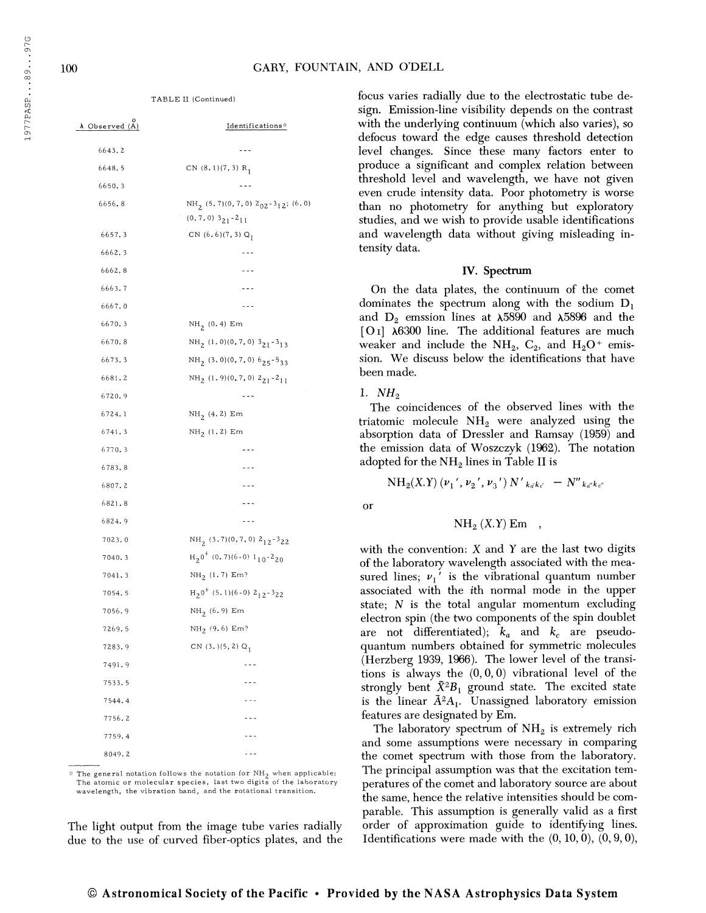TABLE II (Continued)

| λ Observed (Å) | Identifications* |
|---|---|
| 6643.2 | --- |
| 6648.5 | CN (8.1)(7,3) $R_1$ |
| 6650.3 | --- |
| 6656.8 | $NH_2$ (5.7)(0,7,0) $2_{02}$-$3_{12}$; (6.0) (0,7,0) $3_{21}$-$2_{11}$ |
| 6657.3 | CN (6.6)(7,3) $Q_1$ |
| 6662.3 | --- |
| 6662.8 | --- |
| 6663.7 | --- |
| 6667.0 | --- |
| 6670.3 | $NH_2$ (0.4) Em |
| 6670.8 | $NH_2$ (1.0)(0,7,0) $3_{21}$-$3_{13}$ |
| 6673.3 | $NH_2$ (3.0)(0,7,0) $6_{25}$-$5_{33}$ |
| 6681.2 | $NH_2$ (1.9)(0,7,0) $2_{21}$-$2_{11}$ |
| 6720.9 | --- |
| 6724.1 | $NH_2$ (4.2) Em |
| 6741.3 | $NH_2$ (1.2) Em |
| 6770.3 | --- |
| 6783.8 | --- |
| 6807.2 | --- |
| 6821.8 | --- |
| 6824.9 | --- |
| 7023.0 | $NH_2$ (3.7)(0,7,0) $2_{12}$-$3_{22}$ |
| 7040.3 | $H_2O^+$ (0.7)(6-0) $1_{10}$-$2_{20}$ |
| 7041.3 | $NH_2$ (1.7) Em? |
| 7054.5 | $H_2O^+$ (5.1)(6-0) $2_{12}$-$3_{22}$ |
| 7056.9 | $NH_2$ (6.9) Em |
| 7269.5 | $NH_2$ (9.6) Em? |
| 7283.9 | CN (3.)(5,2) $Q_1$ |
| 7491.9 | --- |
| 7533.5 | --- |
| 7544.4 | --- |
| 7756.2 | --- |
| 7759.4 | --- |
| 8049.2 | --- |

* The general notation follows the notation for $NH_2$ when applicable: The atomic or molecular species, last two digits of the laboratory wavelength, the vibration band, and the rotational transition.

The light output from the image tube varies radially due to the use of curved fiber-optics plates, and the focus varies radially due to the electrostatic tube design. Emission-line visibility depends on the contrast with the underlying continuum (which also varies), so defocus toward the edge causes threshold detection level changes. Since these many factors enter to produce a significant and complex relation between threshold level and wavelength, we have not given even crude intensity data. Poor photometry is worse than no photometry for anything but exploratory studies, and we wish to provide usable identifications and wavelength data without giving misleading intensity data.

## IV. Spectrum

On the data plates, the continuum of the comet dominates the spectrum along with the sodium $D_1$ and $D_2$ emssion lines at λ5890 and λ5896 and the [O I] λ6300 line. The additional features are much weaker and include the $NH_2$, $C_2$, and $H_2O^+$ emission. We discuss below the identifications that have been made.

### 1. $NH_2$

The coincidences of the observed lines with the triatomic molecule $NH_2$ were analyzed using the absorption data of Dressler and Ramsay (1959) and the emission data of Woszczyk (1962). The notation adopted for the $NH_2$ lines in Table II is

$$NH_2(X.Y)\,(\nu_1{}', \nu_2{}', \nu_3{}')\,N'_{k_a'k_c'} \;-\; N''_{k_a''k_c''}$$

or

$$NH_2\,(X.Y)\ \mathrm{Em}\quad,$$

with the convention: X and Y are the last two digits of the laboratory wavelength associated with the measured lines; $\nu_i{}'$ is the vibrational quantum number associated with the *i*th normal mode in the upper state; *N* is the total angular momentum excluding electron spin (the two components of the spin doublet are not differentiated); $k_a$ and $k_c$ are pseudo-quantum numbers obtained for symmetric molecules (Herzberg 1939, 1966). The lower level of the transitions is always the (0, 0, 0) vibrational level of the strongly bent $\tilde{X}^2B_1$ ground state. The excited state is the linear $\tilde{A}^2A_1$. Unassigned laboratory emission features are designated by Em.

The laboratory spectrum of $NH_2$ is extremely rich and some assumptions were necessary in comparing the comet spectrum with those from the laboratory. The principal assumption was that the excitation temperatures of the comet and laboratory source are about the same, hence the relative intensities should be comparable. This assumption is generally valid as a first order of approximation guide to identifying lines. Identifications were made with the (0, 10, 0), (0, 9, 0),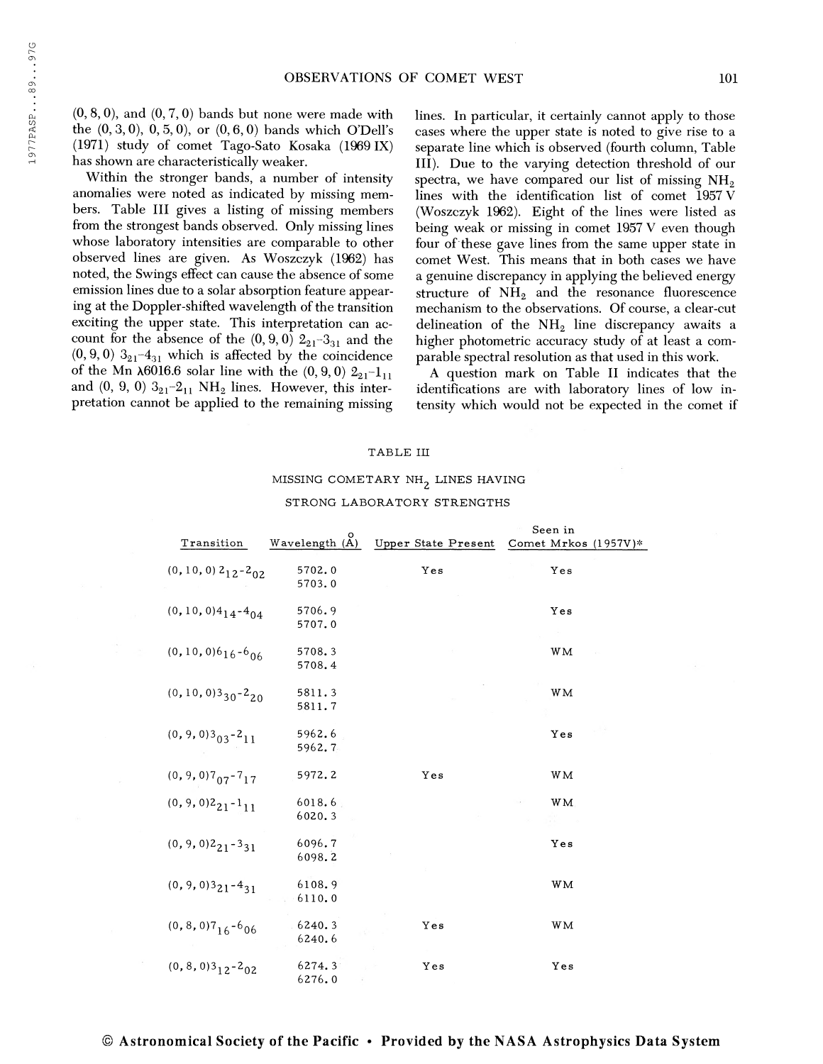(0, 8, 0), and (0, 7, 0) bands but none were made with the (0, 3, 0), 0, 5, 0), or (0, 6, 0) bands which O'Dell's (1971) study of comet Tago-Sato Kosaka (1969 IX) has shown are characteristically weaker.

Within the stronger bands, a number of intensity anomalies were noted as indicated by missing members. Table III gives a listing of missing members from the strongest bands observed. Only missing lines whose laboratory intensities are comparable to other observed lines are given. As Woszczyk (1962) has noted, the Swings effect can cause the absence of some emission lines due to a solar absorption feature appearing at the Doppler-shifted wavelength of the transition exciting the upper state. This interpretation can account for the absence of the (0, 9, 0) $2_{21}$–$3_{31}$ and the (0, 9, 0) $3_{21}$–$4_{31}$ which is affected by the coincidence of the Mn λ6016.6 solar line with the (0, 9, 0) $2_{21}$–$1_{11}$ and (0, 9, 0) $3_{21}$–$2_{11}$ $NH_2$ lines. However, this interpretation cannot be applied to the remaining missing lines. In particular, it certainly cannot apply to those cases where the upper state is noted to give rise to a separate line which is observed (fourth column, Table III). Due to the varying detection threshold of our spectra, we have compared our list of missing $NH_2$ lines with the identification list of comet 1957 V (Woszczyk 1962). Eight of the lines were listed as being weak or missing in comet 1957 V even though four of these gave lines from the same upper state in comet West. This means that in both cases we have a genuine discrepancy in applying the believed energy structure of $NH_2$ and the resonance fluorescence mechanism to the observations. Of course, a clear-cut delineation of the $NH_2$ line discrepancy awaits a higher photometric accuracy study of at least a comparable spectral resolution as that used in this work.

A question mark on Table II indicates that the identifications are with laboratory lines of low intensity which would not be expected in the comet if

TABLE III

MISSING COMETARY $NH_2$ LINES HAVING STRONG LABORATORY STRENGTHS

| Transition | Wavelength (Å) | Upper State Present | Seen in Comet Mrkos (1957V)* |
|---|---|---|---|
| (0, 10, 0) $2_{12}$-$2_{02}$ | 5702.0<br>5703.0 | Yes | Yes |
| (0, 10, 0) $4_{14}$-$4_{04}$ | 5706.9<br>5707.0 | | Yes |
| (0, 10, 0) $6_{16}$-$6_{06}$ | 5708.3<br>5708.4 | | WM |
| (0, 10, 0) $3_{30}$-$2_{20}$ | 5811.3<br>5811.7 | | WM |
| (0, 9, 0) $3_{03}$-$2_{11}$ | 5962.6<br>5962.7 | | Yes |
| (0, 9, 0) $7_{07}$-$7_{17}$ | 5972.2 | Yes | WM |
| (0, 9, 0) $2_{21}$-$1_{11}$ | 6018.6<br>6020.3 | | WM |
| (0, 9, 0) $2_{21}$-$3_{31}$ | 6096.7<br>6098.2 | | Yes |
| (0, 9, 0) $3_{21}$-$4_{31}$ | 6108.9<br>6110.0 | | WM |
| (0, 8, 0) $7_{16}$-$6_{06}$ | 6240.3<br>6240.6 | Yes | WM |
| (0, 8, 0) $3_{12}$-$2_{02}$ | 6274.3<br>6276.0 | Yes | Yes |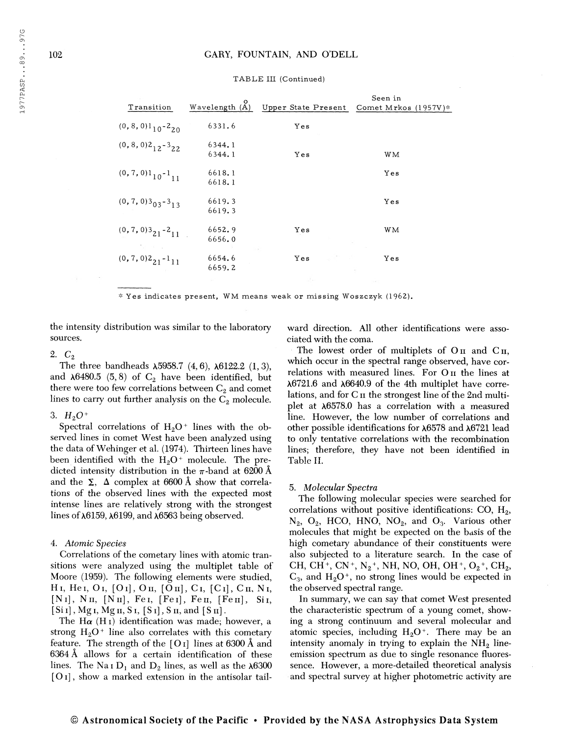TABLE III (Continued)

| Transition | Wavelength (Å) | Upper State Present | Seen in Comet Mrkos (1957V)* |
|---|---|---|---|
| $(0,8,0)1_{10}\text{-}2_{20}$ | 6331.6 | Yes | |
| $(0,8,0)2_{12}\text{-}3_{22}$ | 6344.1 | | |
| | 6344.1 | Yes | WM |
| $(0,7,0)1_{10}\text{-}1_{11}$ | 6618.1 | | Yes |
| | 6618.1 | | |
| $(0,7,0)3_{03}\text{-}3_{13}$ | 6619.3 | | Yes |
| | 6619.3 | | |
| $(0,7,0)3_{21}\text{-}2_{11}$ | 6652.9 | Yes | WM |
| | 6656.0 | | |
| $(0,7,0)2_{21}\text{-}1_{11}$ | 6654.6 | Yes | Yes |
| | 6659.2 | | |

* Yes indicates present, WM means weak or missing Woszczyk (1962).

the intensity distribution was similar to the laboratory sources.

2. $C_2$

The three bandheads λ5958.7 (4, 6), λ6122.2 (1, 3), and λ6480.5 (5, 8) of $C_2$ have been identified, but there were too few correlations between $C_2$ and comet lines to carry out further analysis on the $C_2$ molecule.

3. $H_2O^+$

Spectral correlations of $H_2O^+$ lines with the observed lines in comet West have been analyzed using the data of Wehinger et al. (1974). Thirteen lines have been identified with the $H_2O^+$ molecule. The predicted intensity distribution in the π-band at 6200 Å and the Σ, Δ complex at 6600 Å show that correlations of the observed lines with the expected most intense lines are relatively strong with the strongest lines of λ6159, λ6199, and λ6563 being observed.

4. *Atomic Species*

Correlations of the cometary lines with atomic transitions were analyzed using the multiplet table of Moore (1959). The following elements were studied, H I, He I, O I, [O I], O II, [O II], C I, [C I], C II, N I, [N I], N II, [N II], Fe I, [Fe I], Fe II, [Fe II], Si I, [Si I], Mg I, Mg II, S I, [S I], S II, and [S II].

The Hα (H I) identification was made; however, a strong $H_2O^+$ line also correlates with this cometary feature. The strength of the [O I] lines at 6300 Å and 6364 Å allows for a certain identification of these lines. The Na I $D_1$ and $D_2$ lines, as well as the λ6300 [O I], show a marked extension in the antisolar tailward direction. All other identifications were associated with the coma.

The lowest order of multiplets of O II and C II, which occur in the spectral range observed, have correlations with measured lines. For O II the lines at λ6721.6 and λ6640.9 of the 4th multiplet have correlations, and for C II the strongest line of the 2nd multiplet at λ6578.0 has a correlation with a measured line. However, the low number of correlations and other possible identifications for λ6578 and λ6721 lead to only tentative correlations with the recombination lines; therefore, they have not been identified in Table II.

5. *Molecular Spectra*

The following molecular species were searched for correlations without positive identifications: CO, $H_2$, $N_2$, $O_2$, HCO, HNO, $NO_2$, and $O_3$. Various other molecules that might be expected on the basis of the high cometary abundance of their constituents were also subjected to a literature search. In the case of CH, $CH^+$, $CN^+$, $N_2^+$, NH, NO, OH, $OH^+$, $O_2^+$, $CH_2$, $C_3$, and $H_2O^+$, no strong lines would be expected in the observed spectral range.

In summary, we can say that comet West presented the characteristic spectrum of a young comet, showing a strong continuum and several molecular and atomic species, including $H_2O^+$. There may be an intensity anomaly in trying to explain the $NH_2$ line-emission spectrum as due to single resonance fluorescence. However, a more-detailed theoretical analysis and spectral survey at higher photometric activity are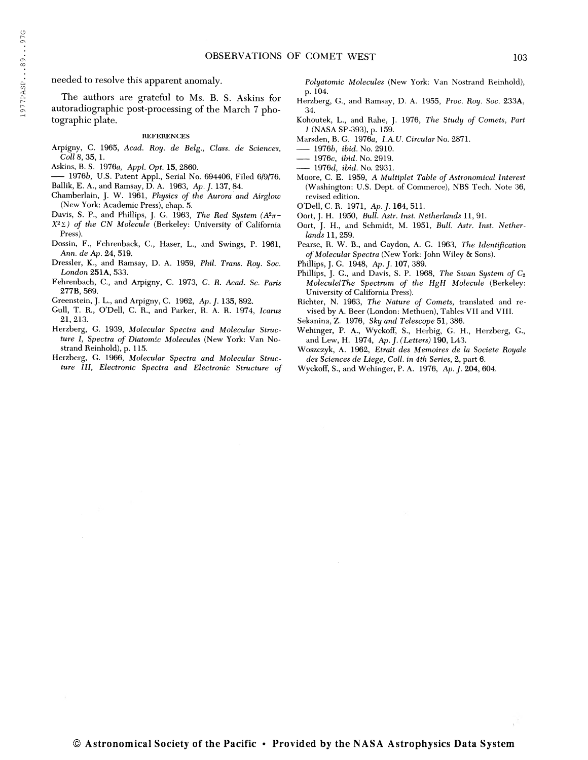needed to resolve this apparent anomaly.

The authors are grateful to Ms. B. S. Askins for autoradiographic post-processing of the March 7 photographic plate.

## REFERENCES

Arpigny, C. 1965, *Acad. Roy. de Belg., Class. de Sciences, Coll* 8, 35, 1.

Askins, B. S. 1976*a*, *Appl. Opt.* **15**, 2860.

—— 1976*b*, U.S. Patent Appl., Serial No. 694406, Filed 6/9/76.

Ballik, E. A., and Ramsay, D. A. 1963, *Ap. J.* 137, 84.

Chamberlain, J. W. 1961, *Physics of the Aurora and Airglow* (New York: Academic Press), chap. 5.

Davis, S. P., and Phillips, J. G. 1963, *The Red System ($A^2\pi$–$X^2\Sigma$) of the CN Molecule* (Berkeley: University of California Press).

Dossin, F., Fehrenback, C., Haser, L., and Swings, P. 1961, *Ann. de Ap.* 24, 519.

Dressler, K., and Ramsay, D. A. 1959, *Phil. Trans. Roy. Soc. London* **251A**, 533.

Fehrenbach, C., and Arpigny, C. 1973, *C. R. Acad. Sc. Paris* **277B**, 569.

Greenstein, J. L., and Arpigny, C. 1962, *Ap. J.* 135, 892.

Gull, T. R., O'Dell, C. R., and Parker, R. A. R. 1974, *Icarus* 21, 213.

Herzberg, G. 1939, *Molecular Spectra and Molecular Structure I, Spectra of Diatomic Molecules* (New York: Van Nostrand Reinhold), p. 115.

Herzberg, G. 1966, *Molecular Spectra and Molecular Structure III, Electronic Spectra and Electronic Structure of Polyatomic Molecules* (New York: Van Nostrand Reinhold), p. 104.

Herzberg, G., and Ramsay, D. A. 1955, *Proc. Roy. Soc.* **233A**, 34.

Kohoutek, L., and Rahe, J. 1976, *The Study of Comets, Part 1* (NASA SP-393), p. 159.

Marsden, B. G. 1976*a*, *I.A.U. Circular* No. 2871.

—— 1976*b*, *ibid.* No. 2910.

—— 1976*c*, *ibid.* No. 2919.

—— 1976*d*, *ibid.* No. 2931.

Moore, C. E. 1959, *A Multiplet Table of Astronomical Interest* (Washington: U.S. Dept. of Commerce), NBS Tech. Note 36, revised edition.

O'Dell, C. R. 1971, *Ap. J.* **164**, 511.

Oort, J. H. 1950, *Bull. Astr. Inst. Netherlands* 11, 91.

Oort, J. H., and Schmidt, M. 1951, *Bull. Astr. Inst. Netherlands* 11, 259.

Pearse, R. W. B., and Gaydon, A. G. 1963, *The Identification of Molecular Spectra* (New York: John Wiley & Sons).

Phillips, J. G. 1948, *Ap. J.* **107**, 389.

Phillips, J. G., and Davis, S. P. 1968, *The Swan System of $C_2$ Molecule/The Spectrum of the HgH Molecule* (Berkeley: University of California Press).

Richter, N. 1963, *The Nature of Comets,* translated and revised by A. Beer (London: Methuen), Tables VII and VIII.

Sekanina, Z. 1976, *Sky and Telescope* **51**, 386.

Wehinger, P. A., Wyckoff, S., Herbig, G. H., Herzberg, G., and Lew, H. 1974, *Ap. J. (Letters)* **190**, L43.

Woszczyk, A. 1962, *Etrait des Memoires de la Societe Royale des Sciences de Liege, Coll. in 4th Series,* 2, part 6.

Wyckoff, S., and Wehinger, P. A. 1976, *Ap. J.* **204**, 604.